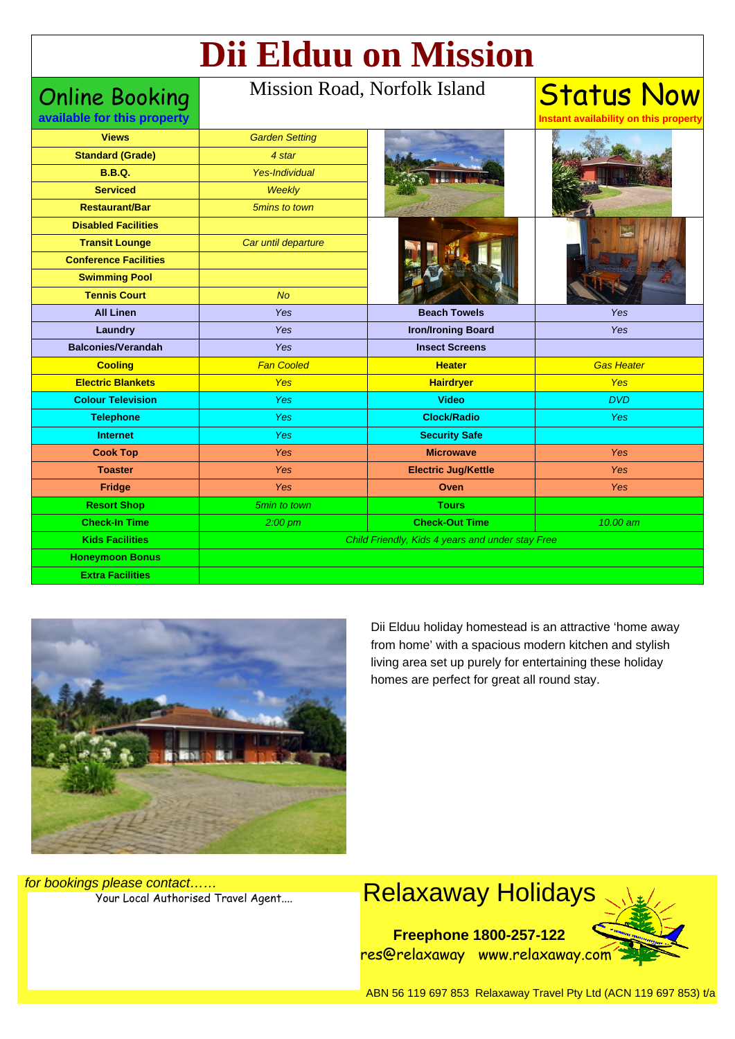# Dii Elduu on Mission

Online Booking
**available for this property**

Mission Road, Norfolk Island

Status Now
**Instant availability on this property**

| Views | *Garden Setting* |
|---|---|
| Standard (Grade) | *4 star* |
| B.B.Q. | *Yes-Individual* |
| Serviced | *Weekly* |
| Restaurant/Bar | *5mins to town* |
| Disabled Facilities | |
| Transit Lounge | *Car until departure* |
| Conference Facilities | |
| Swimming Pool | |
| Tennis Court | *No* |

| | | | |
|---|---|---|---|
| **All Linen** | *Yes* | **Beach Towels** | *Yes* |
| **Laundry** | *Yes* | **Iron/Ironing Board** | *Yes* |
| **Balconies/Verandah** | *Yes* | **Insect Screens** | |
| **Cooling** | *Fan Cooled* | **Heater** | *Gas Heater* |
| **Electric Blankets** | *Yes* | **Hairdryer** | *Yes* |
| **Colour Television** | *Yes* | **Video** | *DVD* |
| **Telephone** | *Yes* | **Clock/Radio** | *Yes* |
| **Internet** | *Yes* | **Security Safe** | |
| **Cook Top** | *Yes* | **Microwave** | *Yes* |
| **Toaster** | *Yes* | **Electric Jug/Kettle** | *Yes* |
| **Fridge** | *Yes* | **Oven** | *Yes* |
| **Resort Shop** | *5min to town* | **Tours** | |
| **Check-In Time** | *2:00 pm* | **Check-Out Time** | *10.00 am* |
| **Kids Facilities** | *Child Friendly, Kids 4 years and under stay Free* | | |
| **Honeymoon Bonus** | | | |
| **Extra Facilities** | | | |

Dii Elduu holiday homestead is an attractive 'home away from home' with a spacious modern kitchen and stylish living area set up purely for entertaining these holiday homes are perfect for great all round stay.

*for bookings please contact……*
Your Local Authorised Travel Agent….

Relaxaway Holidays

**Freephone 1800-257-122**
res@relaxaway www.relaxaway.com

ABN 56 119 697 853 Relaxaway Travel Pty Ltd (ACN 119 697 853) t/a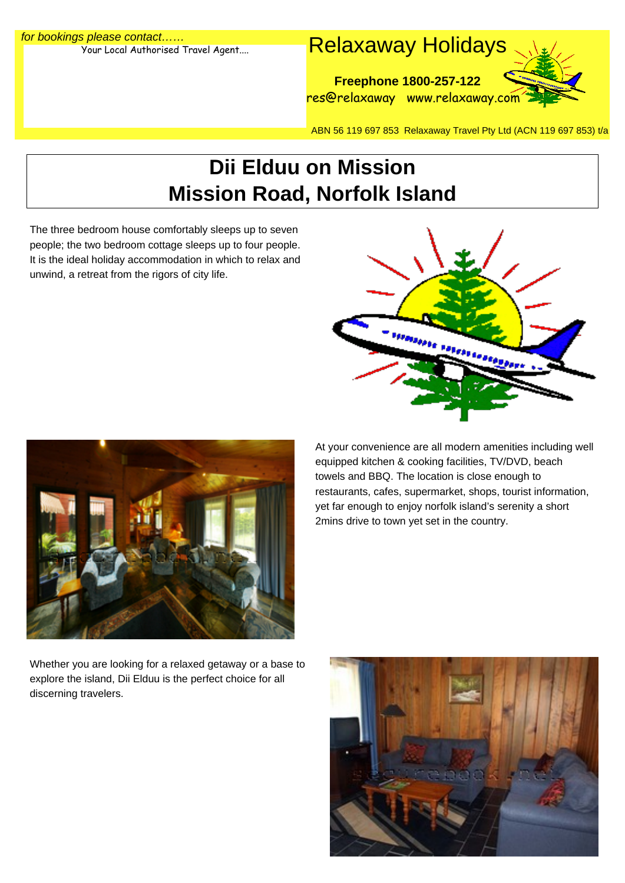*for bookings please contact……*

Your Local Authorised Travel Agent....

Relaxaway Holidays

**Freephone 1800-257-122**

res@relaxaway www.relaxaway.com

ABN 56 119 697 853 Relaxaway Travel Pty Ltd (ACN 119 697 853) t/a

# Dii Elduu on Mission
# Mission Road, Norfolk Island

The three bedroom house comfortably sleeps up to seven people; the two bedroom cottage sleeps up to four people. It is the ideal holiday accommodation in which to relax and unwind, a retreat from the rigors of city life.

At your convenience are all modern amenities including well equipped kitchen & cooking facilities, TV/DVD, beach towels and BBQ. The location is close enough to restaurants, cafes, supermarket, shops, tourist information, yet far enough to enjoy norfolk island's serenity a short 2mins drive to town yet set in the country.

Whether you are looking for a relaxed getaway or a base to explore the island, Dii Elduu is the perfect choice for all discerning travelers.